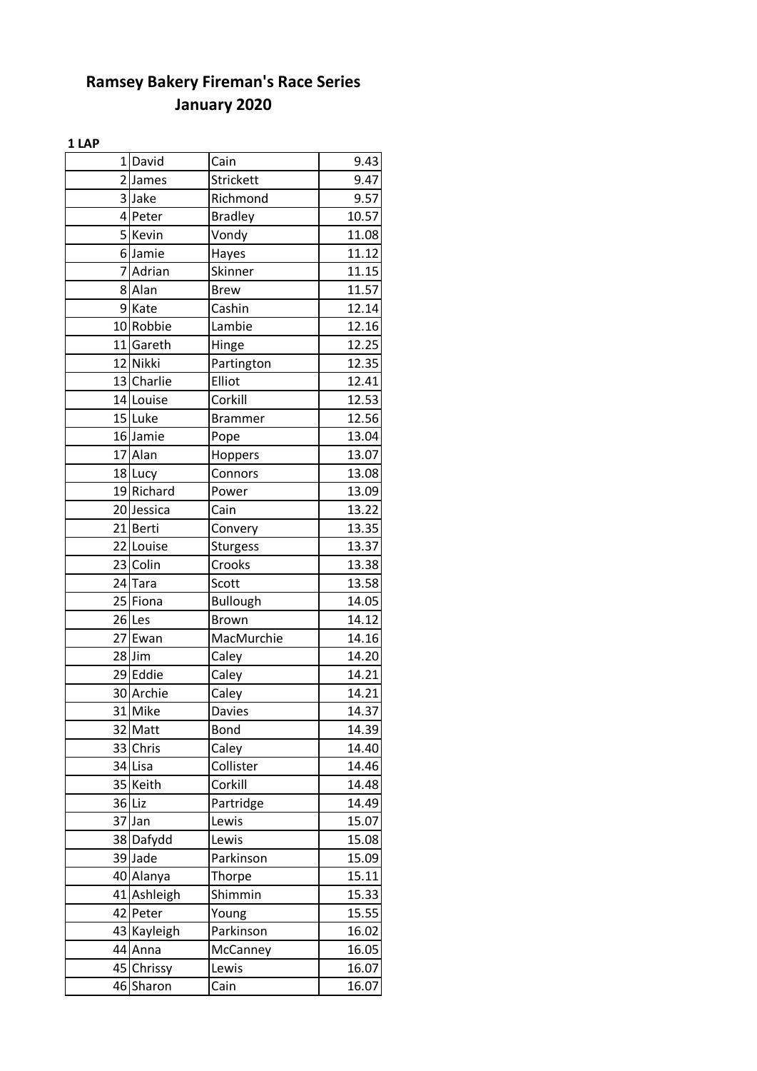# Ramsey Bakery Fireman's Race Series
# January 2020

**1 LAP**

| | | | |
|---|---|---|---|
| 1 | David | Cain | 9.43 |
| 2 | James | Strickett | 9.47 |
| 3 | Jake | Richmond | 9.57 |
| 4 | Peter | Bradley | 10.57 |
| 5 | Kevin | Vondy | 11.08 |
| 6 | Jamie | Hayes | 11.12 |
| 7 | Adrian | Skinner | 11.15 |
| 8 | Alan | Brew | 11.57 |
| 9 | Kate | Cashin | 12.14 |
| 10 | Robbie | Lambie | 12.16 |
| 11 | Gareth | Hinge | 12.25 |
| 12 | Nikki | Partington | 12.35 |
| 13 | Charlie | Elliot | 12.41 |
| 14 | Louise | Corkill | 12.53 |
| 15 | Luke | Brammer | 12.56 |
| 16 | Jamie | Pope | 13.04 |
| 17 | Alan | Hoppers | 13.07 |
| 18 | Lucy | Connors | 13.08 |
| 19 | Richard | Power | 13.09 |
| 20 | Jessica | Cain | 13.22 |
| 21 | Berti | Convery | 13.35 |
| 22 | Louise | Sturgess | 13.37 |
| 23 | Colin | Crooks | 13.38 |
| 24 | Tara | Scott | 13.58 |
| 25 | Fiona | Bullough | 14.05 |
| 26 | Les | Brown | 14.12 |
| 27 | Ewan | MacMurchie | 14.16 |
| 28 | Jim | Caley | 14.20 |
| 29 | Eddie | Caley | 14.21 |
| 30 | Archie | Caley | 14.21 |
| 31 | Mike | Davies | 14.37 |
| 32 | Matt | Bond | 14.39 |
| 33 | Chris | Caley | 14.40 |
| 34 | Lisa | Collister | 14.46 |
| 35 | Keith | Corkill | 14.48 |
| 36 | Liz | Partridge | 14.49 |
| 37 | Jan | Lewis | 15.07 |
| 38 | Dafydd | Lewis | 15.08 |
| 39 | Jade | Parkinson | 15.09 |
| 40 | Alanya | Thorpe | 15.11 |
| 41 | Ashleigh | Shimmin | 15.33 |
| 42 | Peter | Young | 15.55 |
| 43 | Kayleigh | Parkinson | 16.02 |
| 44 | Anna | McCanney | 16.05 |
| 45 | Chrissy | Lewis | 16.07 |
| 46 | Sharon | Cain | 16.07 |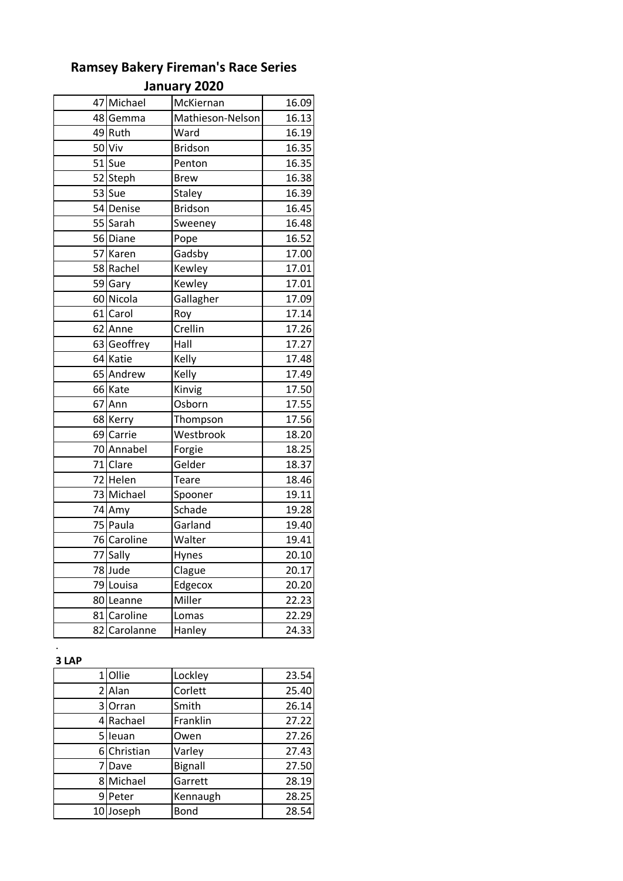# Ramsey Bakery Fireman's Race Series

## January 2020

| | | | |
|---|---|---|---|
| 47 | Michael | McKiernan | 16.09 |
| 48 | Gemma | Mathieson-Nelson | 16.13 |
| 49 | Ruth | Ward | 16.19 |
| 50 | Viv | Bridson | 16.35 |
| 51 | Sue | Penton | 16.35 |
| 52 | Steph | Brew | 16.38 |
| 53 | Sue | Staley | 16.39 |
| 54 | Denise | Bridson | 16.45 |
| 55 | Sarah | Sweeney | 16.48 |
| 56 | Diane | Pope | 16.52 |
| 57 | Karen | Gadsby | 17.00 |
| 58 | Rachel | Kewley | 17.01 |
| 59 | Gary | Kewley | 17.01 |
| 60 | Nicola | Gallagher | 17.09 |
| 61 | Carol | Roy | 17.14 |
| 62 | Anne | Crellin | 17.26 |
| 63 | Geoffrey | Hall | 17.27 |
| 64 | Katie | Kelly | 17.48 |
| 65 | Andrew | Kelly | 17.49 |
| 66 | Kate | Kinvig | 17.50 |
| 67 | Ann | Osborn | 17.55 |
| 68 | Kerry | Thompson | 17.56 |
| 69 | Carrie | Westbrook | 18.20 |
| 70 | Annabel | Forgie | 18.25 |
| 71 | Clare | Gelder | 18.37 |
| 72 | Helen | Teare | 18.46 |
| 73 | Michael | Spooner | 19.11 |
| 74 | Amy | Schade | 19.28 |
| 75 | Paula | Garland | 19.40 |
| 76 | Caroline | Walter | 19.41 |
| 77 | Sally | Hynes | 20.10 |
| 78 | Jude | Clague | 20.17 |
| 79 | Louisa | Edgecox | 20.20 |
| 80 | Leanne | Miller | 22.23 |
| 81 | Caroline | Lomas | 22.29 |
| 82 | Carolanne | Hanley | 24.33 |

.

**3 LAP**

| | | | |
|---|---|---|---|
| 1 | Ollie | Lockley | 23.54 |
| 2 | Alan | Corlett | 25.40 |
| 3 | Orran | Smith | 26.14 |
| 4 | Rachael | Franklin | 27.22 |
| 5 | Ieuan | Owen | 27.26 |
| 6 | Christian | Varley | 27.43 |
| 7 | Dave | Bignall | 27.50 |
| 8 | Michael | Garrett | 28.19 |
| 9 | Peter | Kennaugh | 28.25 |
| 10 | Joseph | Bond | 28.54 |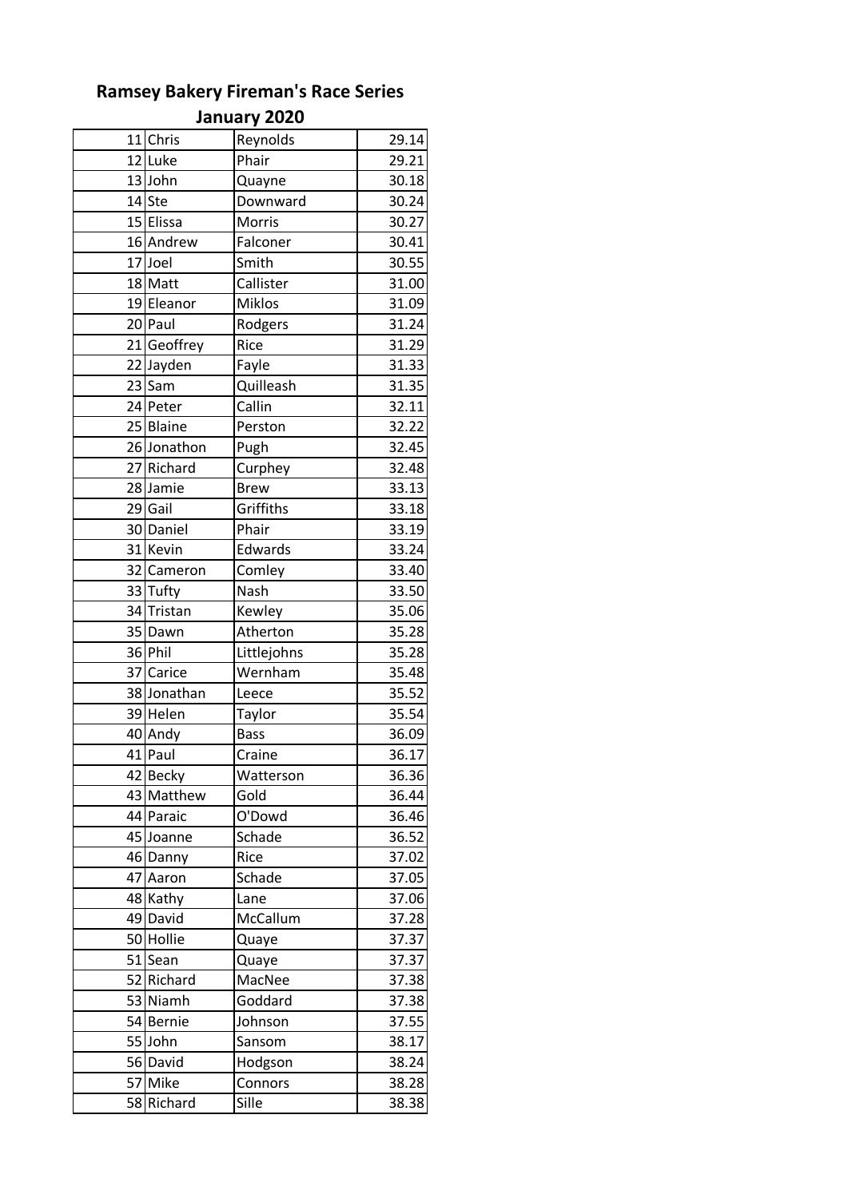# Ramsey Bakery Fireman's Race Series

## January 2020

| | | | |
|---|---|---|---|
| 11 | Chris | Reynolds | 29.14 |
| 12 | Luke | Phair | 29.21 |
| 13 | John | Quayne | 30.18 |
| 14 | Ste | Downward | 30.24 |
| 15 | Elissa | Morris | 30.27 |
| 16 | Andrew | Falconer | 30.41 |
| 17 | Joel | Smith | 30.55 |
| 18 | Matt | Callister | 31.00 |
| 19 | Eleanor | Miklos | 31.09 |
| 20 | Paul | Rodgers | 31.24 |
| 21 | Geoffrey | Rice | 31.29 |
| 22 | Jayden | Fayle | 31.33 |
| 23 | Sam | Quilleash | 31.35 |
| 24 | Peter | Callin | 32.11 |
| 25 | Blaine | Perston | 32.22 |
| 26 | Jonathon | Pugh | 32.45 |
| 27 | Richard | Curphey | 32.48 |
| 28 | Jamie | Brew | 33.13 |
| 29 | Gail | Griffiths | 33.18 |
| 30 | Daniel | Phair | 33.19 |
| 31 | Kevin | Edwards | 33.24 |
| 32 | Cameron | Comley | 33.40 |
| 33 | Tufty | Nash | 33.50 |
| 34 | Tristan | Kewley | 35.06 |
| 35 | Dawn | Atherton | 35.28 |
| 36 | Phil | Littlejohns | 35.28 |
| 37 | Carice | Wernham | 35.48 |
| 38 | Jonathan | Leece | 35.52 |
| 39 | Helen | Taylor | 35.54 |
| 40 | Andy | Bass | 36.09 |
| 41 | Paul | Craine | 36.17 |
| 42 | Becky | Watterson | 36.36 |
| 43 | Matthew | Gold | 36.44 |
| 44 | Paraic | O'Dowd | 36.46 |
| 45 | Joanne | Schade | 36.52 |
| 46 | Danny | Rice | 37.02 |
| 47 | Aaron | Schade | 37.05 |
| 48 | Kathy | Lane | 37.06 |
| 49 | David | McCallum | 37.28 |
| 50 | Hollie | Quaye | 37.37 |
| 51 | Sean | Quaye | 37.37 |
| 52 | Richard | MacNee | 37.38 |
| 53 | Niamh | Goddard | 37.38 |
| 54 | Bernie | Johnson | 37.55 |
| 55 | John | Sansom | 38.17 |
| 56 | David | Hodgson | 38.24 |
| 57 | Mike | Connors | 38.28 |
| 58 | Richard | Sille | 38.38 |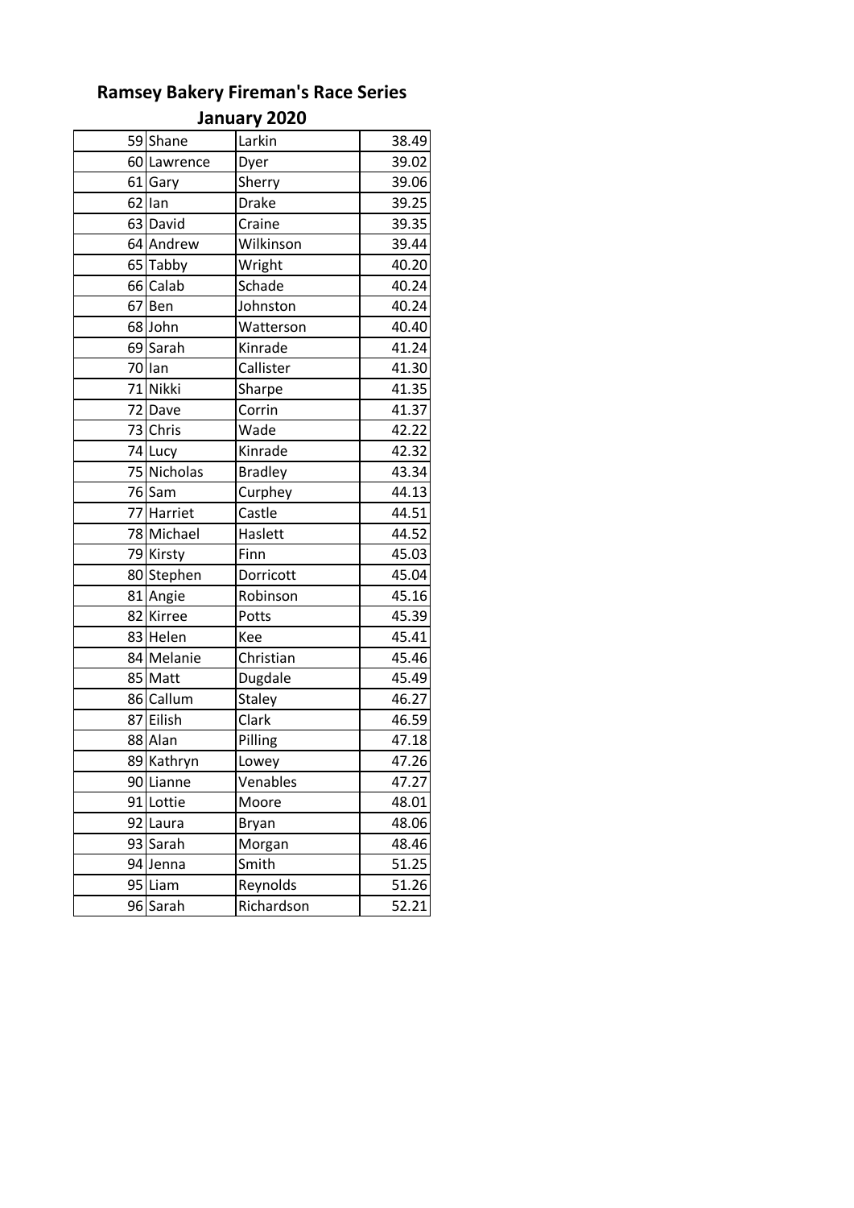# Ramsey Bakery Fireman's Race Series

## January 2020

| | | | |
|---|---|---|---|
| 59 | Shane | Larkin | 38.49 |
| 60 | Lawrence | Dyer | 39.02 |
| 61 | Gary | Sherry | 39.06 |
| 62 | Ian | Drake | 39.25 |
| 63 | David | Craine | 39.35 |
| 64 | Andrew | Wilkinson | 39.44 |
| 65 | Tabby | Wright | 40.20 |
| 66 | Calab | Schade | 40.24 |
| 67 | Ben | Johnston | 40.24 |
| 68 | John | Watterson | 40.40 |
| 69 | Sarah | Kinrade | 41.24 |
| 70 | Ian | Callister | 41.30 |
| 71 | Nikki | Sharpe | 41.35 |
| 72 | Dave | Corrin | 41.37 |
| 73 | Chris | Wade | 42.22 |
| 74 | Lucy | Kinrade | 42.32 |
| 75 | Nicholas | Bradley | 43.34 |
| 76 | Sam | Curphey | 44.13 |
| 77 | Harriet | Castle | 44.51 |
| 78 | Michael | Haslett | 44.52 |
| 79 | Kirsty | Finn | 45.03 |
| 80 | Stephen | Dorricott | 45.04 |
| 81 | Angie | Robinson | 45.16 |
| 82 | Kirree | Potts | 45.39 |
| 83 | Helen | Kee | 45.41 |
| 84 | Melanie | Christian | 45.46 |
| 85 | Matt | Dugdale | 45.49 |
| 86 | Callum | Staley | 46.27 |
| 87 | Eilish | Clark | 46.59 |
| 88 | Alan | Pilling | 47.18 |
| 89 | Kathryn | Lowey | 47.26 |
| 90 | Lianne | Venables | 47.27 |
| 91 | Lottie | Moore | 48.01 |
| 92 | Laura | Bryan | 48.06 |
| 93 | Sarah | Morgan | 48.46 |
| 94 | Jenna | Smith | 51.25 |
| 95 | Liam | Reynolds | 51.26 |
| 96 | Sarah | Richardson | 52.21 |